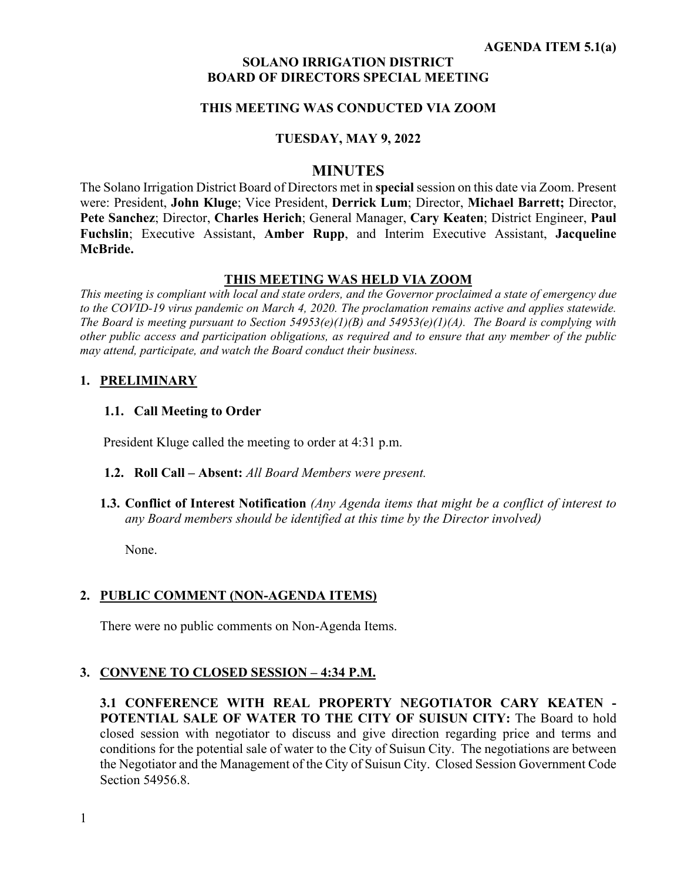**AGENDA ITEM 5.1(a)**

**SOLANO IRRIGATION DISTRICT**
**BOARD OF DIRECTORS SPECIAL MEETING**

**THIS MEETING WAS CONDUCTED VIA ZOOM**

**TUESDAY, MAY 9, 2022**

# MINUTES

The Solano Irrigation District Board of Directors met in **special** session on this date via Zoom. Present were: President, **John Kluge**; Vice President, **Derrick Lum**; Director, **Michael Barrett;** Director, **Pete Sanchez**; Director, **Charles Herich**; General Manager, **Cary Keaten**; District Engineer, **Paul Fuchslin**; Executive Assistant, **Amber Rupp**, and Interim Executive Assistant, **Jacqueline McBride.**

**THIS MEETING WAS HELD VIA ZOOM**

*This meeting is compliant with local and state orders, and the Governor proclaimed a state of emergency due to the COVID-19 virus pandemic on March 4, 2020. The proclamation remains active and applies statewide. The Board is meeting pursuant to Section 54953(e)(1)(B) and 54953(e)(1)(A). The Board is complying with other public access and participation obligations, as required and to ensure that any member of the public may attend, participate, and watch the Board conduct their business.*

## 1. PRELIMINARY

### 1.1. Call Meeting to Order

President Kluge called the meeting to order at 4:31 p.m.

### 1.2. Roll Call – Absent: *All Board Members were present.*

### 1.3. Conflict of Interest Notification *(Any Agenda items that might be a conflict of interest to any Board members should be identified at this time by the Director involved)*

None.

## 2. PUBLIC COMMENT (NON-AGENDA ITEMS)

There were no public comments on Non-Agenda Items.

## 3. CONVENE TO CLOSED SESSION – 4:34 P.M.

**3.1 CONFERENCE WITH REAL PROPERTY NEGOTIATOR CARY KEATEN - POTENTIAL SALE OF WATER TO THE CITY OF SUISUN CITY:** The Board to hold closed session with negotiator to discuss and give direction regarding price and terms and conditions for the potential sale of water to the City of Suisun City. The negotiations are between the Negotiator and the Management of the City of Suisun City. Closed Session Government Code Section 54956.8.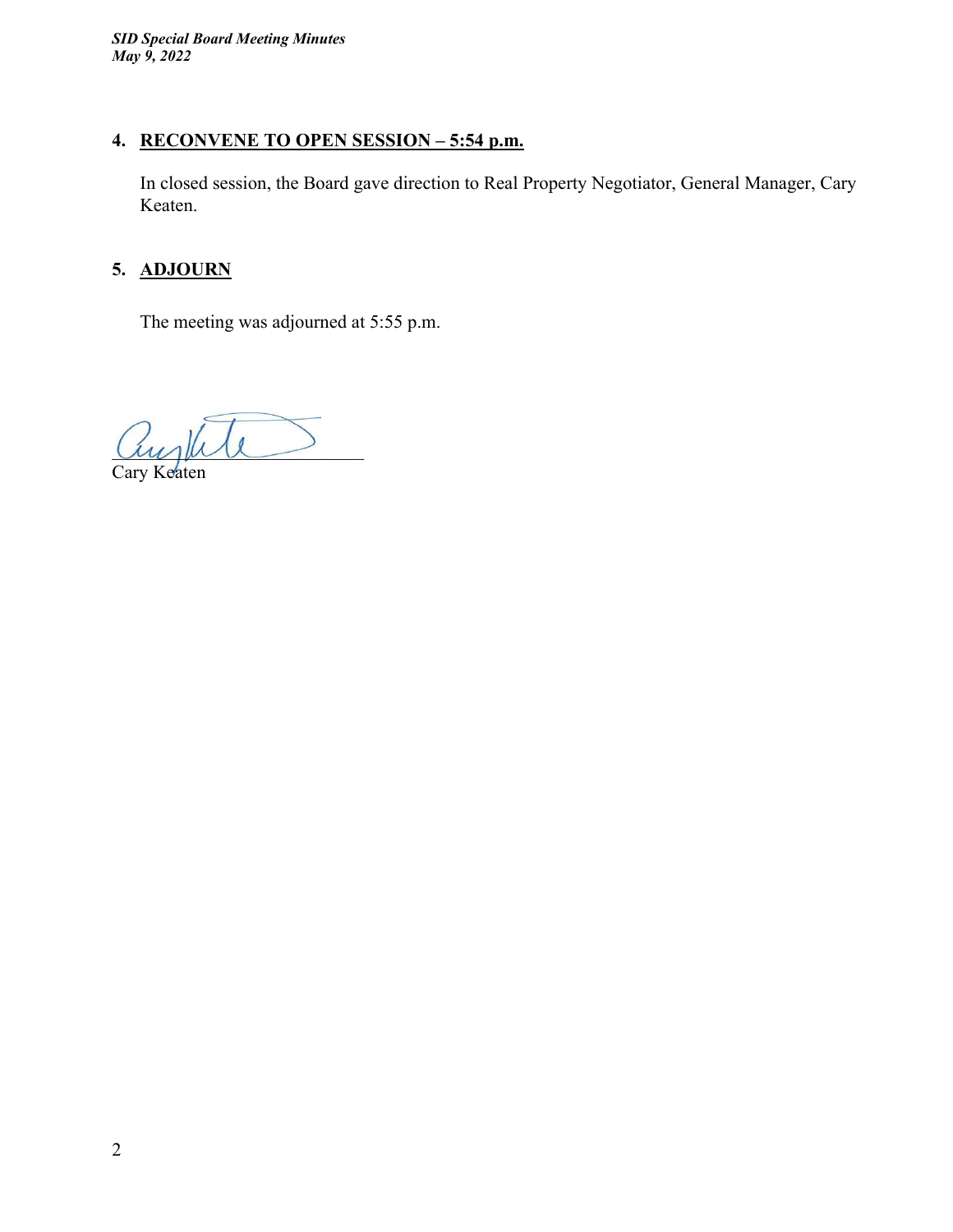## 4. RECONVENE TO OPEN SESSION – 5:54 p.m.

In closed session, the Board gave direction to Real Property Negotiator, General Manager, Cary Keaten.

## 5. ADJOURN

The meeting was adjourned at 5:55 p.m.

Cary Keaten